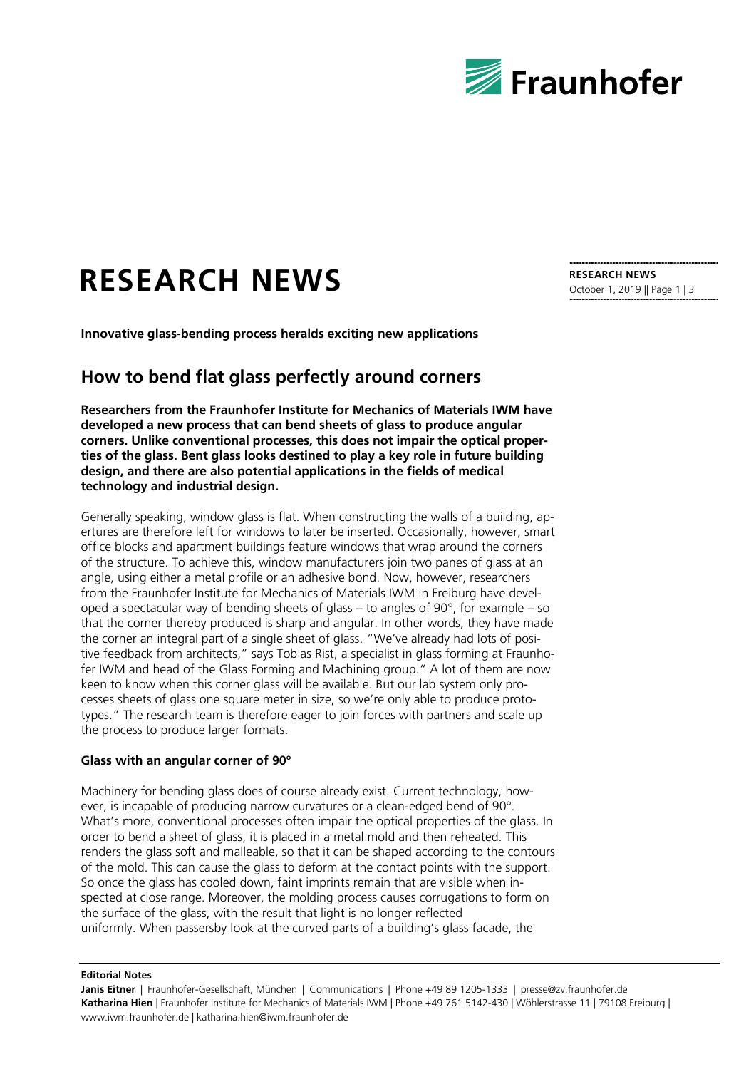# RESEARCH NEWS

**Innovative glass-bending process heralds exciting new applications**

## How to bend flat glass perfectly around corners

**Researchers from the Fraunhofer Institute for Mechanics of Materials IWM have developed a new process that can bend sheets of glass to produce angular corners. Unlike conventional processes, this does not impair the optical properties of the glass. Bent glass looks destined to play a key role in future building design, and there are also potential applications in the fields of medical technology and industrial design.**

Generally speaking, window glass is flat. When constructing the walls of a building, apertures are therefore left for windows to later be inserted. Occasionally, however, smart office blocks and apartment buildings feature windows that wrap around the corners of the structure. To achieve this, window manufacturers join two panes of glass at an angle, using either a metal profile or an adhesive bond. Now, however, researchers from the Fraunhofer Institute for Mechanics of Materials IWM in Freiburg have developed a spectacular way of bending sheets of glass – to angles of 90°, for example – so that the corner thereby produced is sharp and angular. In other words, they have made the corner an integral part of a single sheet of glass. "We've already had lots of positive feedback from architects," says Tobias Rist, a specialist in glass forming at Fraunhofer IWM and head of the Glass Forming and Machining group." A lot of them are now keen to know when this corner glass will be available. But our lab system only processes sheets of glass one square meter in size, so we're only able to produce prototypes." The research team is therefore eager to join forces with partners and scale up the process to produce larger formats.

### Glass with an angular corner of 90°

Machinery for bending glass does of course already exist. Current technology, however, is incapable of producing narrow curvatures or a clean-edged bend of 90°. What's more, conventional processes often impair the optical properties of the glass. In order to bend a sheet of glass, it is placed in a metal mold and then reheated. This renders the glass soft and malleable, so that it can be shaped according to the contours of the mold. This can cause the glass to deform at the contact points with the support. So once the glass has cooled down, faint imprints remain that are visible when inspected at close range. Moreover, the molding process causes corrugations to form on the surface of the glass, with the result that light is no longer reflected uniformly. When passersby look at the curved parts of a building's glass facade, the

**Editorial Notes**

**Janis Eitner** | Fraunhofer-Gesellschaft, München | Communications | Phone +49 89 1205-1333 | presse@zv.fraunhofer.de
**Katharina Hien** | Fraunhofer Institute for Mechanics of Materials IWM | Phone +49 761 5142-430 | Wöhlerstrasse 11 | 79108 Freiburg | www.iwm.fraunhofer.de | katharina.hien@iwm.fraunhofer.de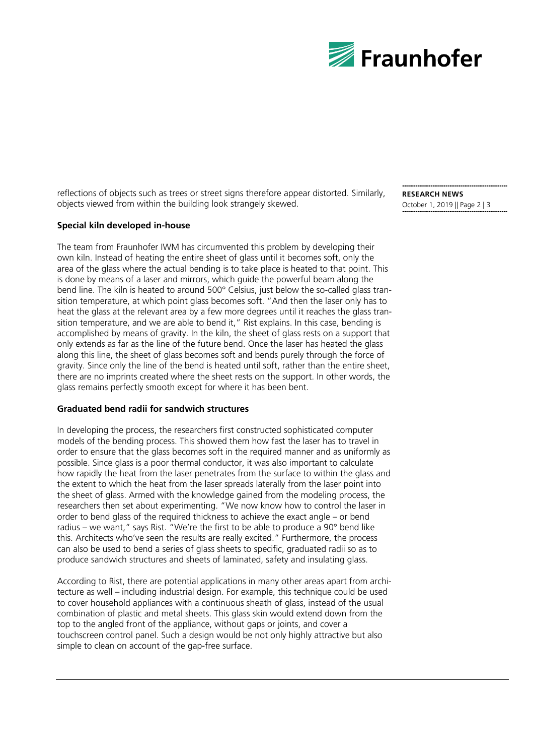reflections of objects such as trees or street signs therefore appear distorted. Similarly, objects viewed from within the building look strangely skewed.

**Special kiln developed in-house**

The team from Fraunhofer IWM has circumvented this problem by developing their own kiln. Instead of heating the entire sheet of glass until it becomes soft, only the area of the glass where the actual bending is to take place is heated to that point. This is done by means of a laser and mirrors, which guide the powerful beam along the bend line. The kiln is heated to around 500° Celsius, just below the so-called glass transition temperature, at which point glass becomes soft. "And then the laser only has to heat the glass at the relevant area by a few more degrees until it reaches the glass transition temperature, and we are able to bend it," Rist explains. In this case, bending is accomplished by means of gravity. In the kiln, the sheet of glass rests on a support that only extends as far as the line of the future bend. Once the laser has heated the glass along this line, the sheet of glass becomes soft and bends purely through the force of gravity. Since only the line of the bend is heated until soft, rather than the entire sheet, there are no imprints created where the sheet rests on the support. In other words, the glass remains perfectly smooth except for where it has been bent.

**Graduated bend radii for sandwich structures**

In developing the process, the researchers first constructed sophisticated computer models of the bending process. This showed them how fast the laser has to travel in order to ensure that the glass becomes soft in the required manner and as uniformly as possible. Since glass is a poor thermal conductor, it was also important to calculate how rapidly the heat from the laser penetrates from the surface to within the glass and the extent to which the heat from the laser spreads laterally from the laser point into the sheet of glass. Armed with the knowledge gained from the modeling process, the researchers then set about experimenting. "We now know how to control the laser in order to bend glass of the required thickness to achieve the exact angle – or bend radius – we want," says Rist. "We're the first to be able to produce a 90° bend like this. Architects who've seen the results are really excited." Furthermore, the process can also be used to bend a series of glass sheets to specific, graduated radii so as to produce sandwich structures and sheets of laminated, safety and insulating glass.

According to Rist, there are potential applications in many other areas apart from architecture as well – including industrial design. For example, this technique could be used to cover household appliances with a continuous sheath of glass, instead of the usual combination of plastic and metal sheets. This glass skin would extend down from the top to the angled front of the appliance, without gaps or joints, and cover a touchscreen control panel. Such a design would be not only highly attractive but also simple to clean on account of the gap-free surface.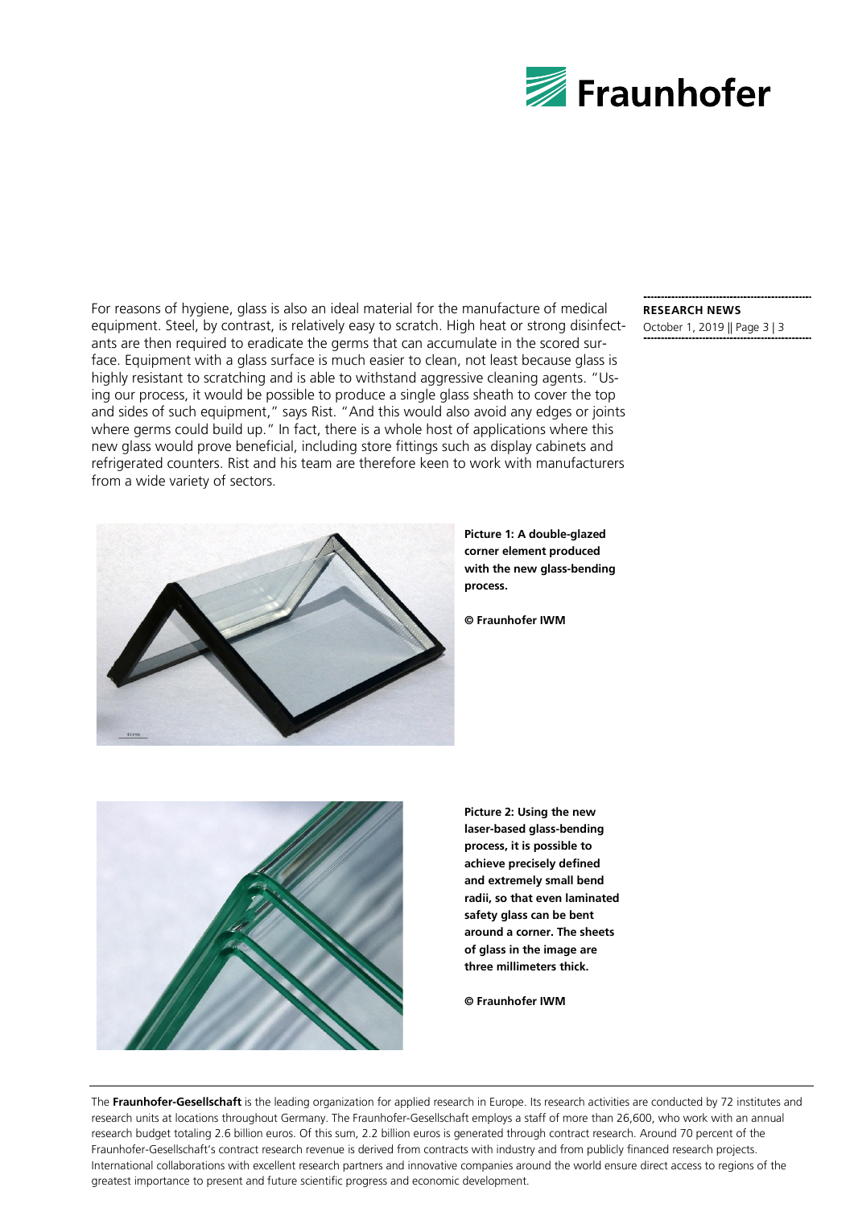For reasons of hygiene, glass is also an ideal material for the manufacture of medical equipment. Steel, by contrast, is relatively easy to scratch. High heat or strong disinfectants are then required to eradicate the germs that can accumulate in the scored surface. Equipment with a glass surface is much easier to clean, not least because glass is highly resistant to scratching and is able to withstand aggressive cleaning agents. "Using our process, it would be possible to produce a single glass sheath to cover the top and sides of such equipment," says Rist. "And this would also avoid any edges or joints where germs could build up." In fact, there is a whole host of applications where this new glass would prove beneficial, including store fittings such as display cabinets and refrigerated counters. Rist and his team are therefore keen to work with manufacturers from a wide variety of sectors.

**Picture 1: A double-glazed corner element produced with the new glass-bending process.**

**© Fraunhofer IWM**

**Picture 2: Using the new laser-based glass-bending process, it is possible to achieve precisely defined and extremely small bend radii, so that even laminated safety glass can be bent around a corner. The sheets of glass in the image are three millimeters thick.**

**© Fraunhofer IWM**

The **Fraunhofer-Gesellschaft** is the leading organization for applied research in Europe. Its research activities are conducted by 72 institutes and research units at locations throughout Germany. The Fraunhofer-Gesellschaft employs a staff of more than 26,600, who work with an annual research budget totaling 2.6 billion euros. Of this sum, 2.2 billion euros is generated through contract research. Around 70 percent of the Fraunhofer-Gesellschaft's contract research revenue is derived from contracts with industry and from publicly financed research projects. International collaborations with excellent research partners and innovative companies around the world ensure direct access to regions of the greatest importance to present and future scientific progress and economic development.